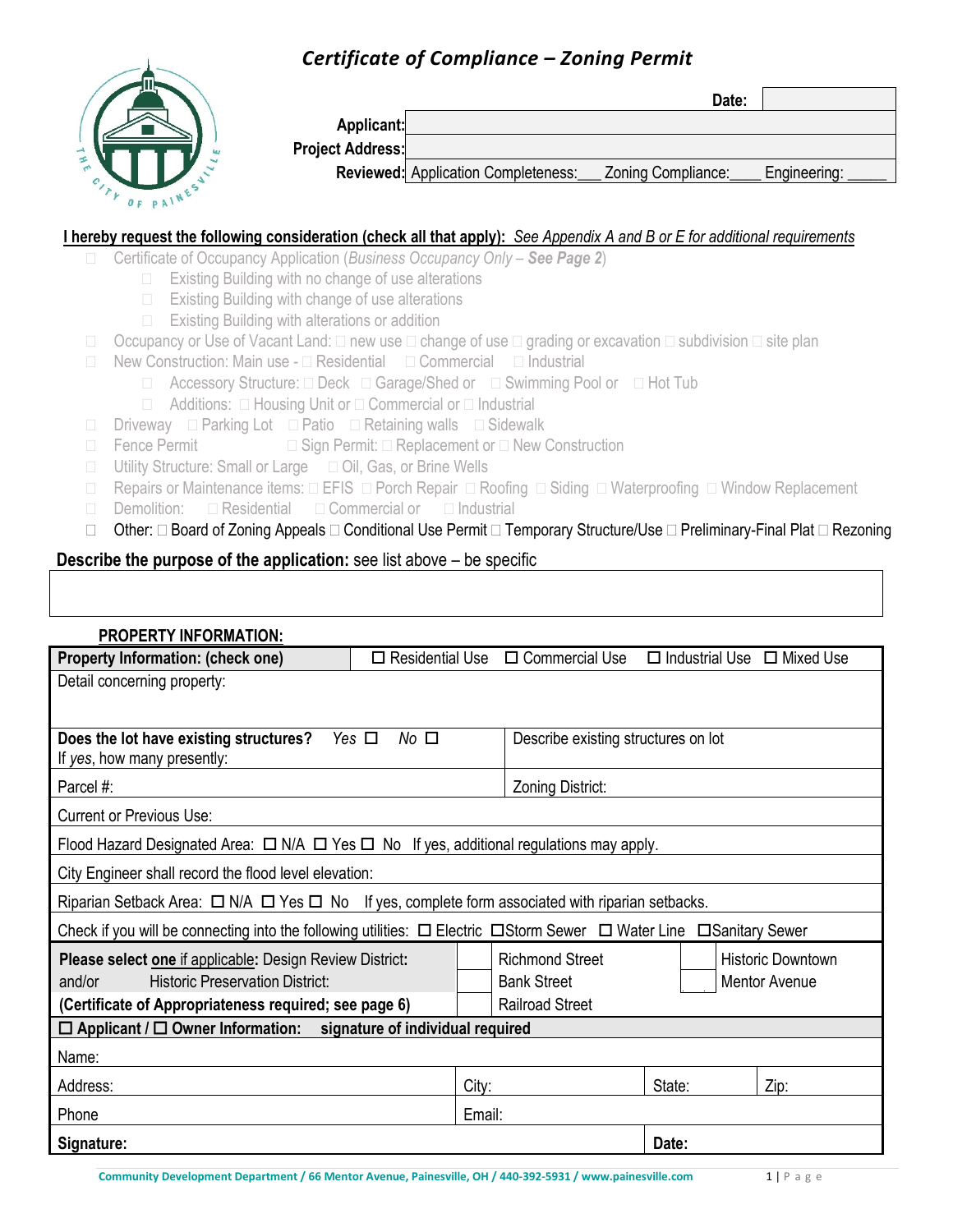# Certificate of Compliance – Zoning Permit

| | |
|---|---|
| **Date:** | |
| **Applicant:** | |
| **Project Address:** | |
| **Reviewed:** | Application Completeness:___ Zoning Compliance:____ Engineering: _____ |

**I hereby request the following consideration (check all that apply):** *See Appendix A and B or E for additional requirements*

- ☐ Certificate of Occupancy Application (*Business Occupancy Only – **See Page 2***)
  - ☐ Existing Building with no change of use alterations
  - ☐ Existing Building with change of use alterations
  - ☐ Existing Building with alterations or addition
- ☐ Occupancy or Use of Vacant Land: ☐ new use ☐ change of use ☐ grading or excavation ☐ subdivision ☐ site plan
- ☐ New Construction: Main use - ☐ Residential ☐ Commercial ☐ Industrial
  - ☐ Accessory Structure: ☐ Deck ☐ Garage/Shed or ☐ Swimming Pool or ☐ Hot Tub
  - ☐ Additions: ☐ Housing Unit or ☐ Commercial or ☐ Industrial
- ☐ Driveway ☐ Parking Lot ☐ Patio ☐ Retaining walls ☐ Sidewalk
- ☐ Fence Permit ☐ Sign Permit: ☐ Replacement or ☐ New Construction
- ☐ Utility Structure: Small or Large ☐ Oil, Gas, or Brine Wells
- ☐ Repairs or Maintenance items: ☐ EFIS ☐ Porch Repair ☐ Roofing ☐ Siding ☐ Waterproofing ☐ Window Replacement
- ☐ Demolition: ☐ Residential ☐ Commercial or ☐ Industrial
- ☐ Other: ☐ Board of Zoning Appeals ☐ Conditional Use Permit ☐ Temporary Structure/Use ☐ Preliminary-Final Plat ☐ Rezoning

**Describe the purpose of the application:** see list above – be specific

| |
|---|
| |

**PROPERTY INFORMATION:**

| | | | |
|---|---|---|---|
| **Property Information: (check one)** | ☐ Residential Use ☐ Commercial Use ☐ Industrial Use ☐ Mixed Use | | |
| Detail concerning property: | | | |
| **Does the lot have existing structures?** *Yes* ☐ *No* ☐ If *yes*, how many presently: | Describe existing structures on lot | | |
| Parcel #: | Zoning District: | | |
| Current or Previous Use: | | | |
| Flood Hazard Designated Area: ☐ N/A ☐ Yes ☐ No If yes, additional regulations may apply. | | | |
| City Engineer shall record the flood level elevation: | | | |
| Riparian Setback Area: ☐ N/A ☐ Yes ☐ No If yes, complete form associated with riparian setbacks. | | | |
| Check if you will be connecting into the following utilities: ☐ Electric ☐Storm Sewer ☐ Water Line ☐Sanitary Sewer | | | |
| **Please select <u>one</u> if <u>applicable</u>: Design Review District:** and/or Historic Preservation District: **(Certificate of Appropriateness required; see page 6)** | ☐ Richmond Street ☐ Bank Street ☐ Railroad Street | ☐ Historic Downtown ☐ Mentor Avenue | |
| **☐ Applicant / ☐ Owner Information: signature of individual required** | | | |
| Name: | | | |
| Address: | City: | State: | Zip: |
| Phone | Email: | | |
| **Signature:** | | **Date:** | |

Community Development Department / 66 Mentor Avenue, Painesville, OH / 440-392-5931 / www.painesville.com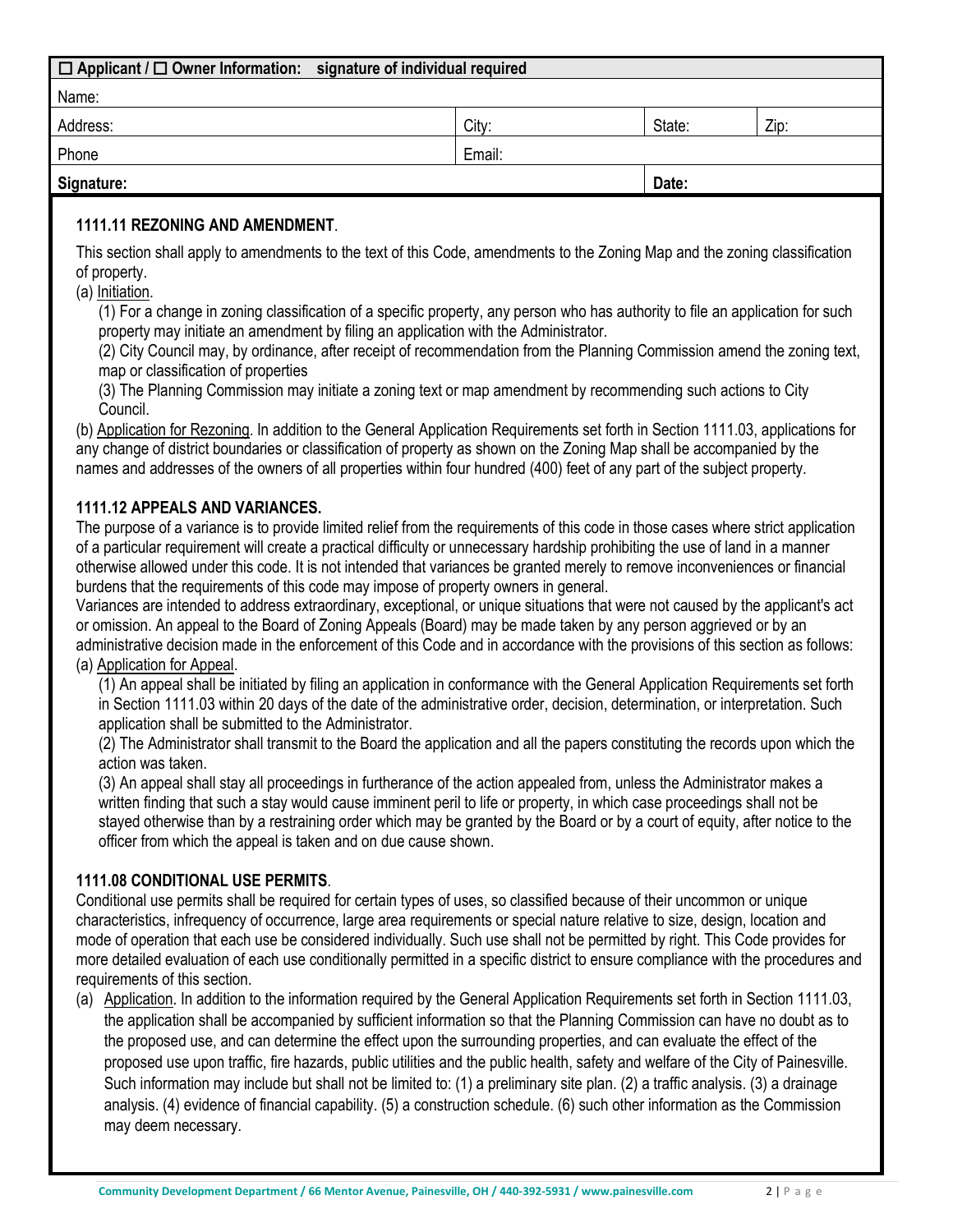| ☐ Applicant / ☐ Owner Information: signature of individual required | | | |
|---|---|---|---|
| Name: | | | |
| Address: | City: | State: | Zip: |
| Phone | Email: | | |
| **Signature:** | | **Date:** | |

**1111.11 REZONING AND AMENDMENT**.

This section shall apply to amendments to the text of this Code, amendments to the Zoning Map and the zoning classification of property.

(a) Initiation.

(1) For a change in zoning classification of a specific property, any person who has authority to file an application for such property may initiate an amendment by filing an application with the Administrator.

(2) City Council may, by ordinance, after receipt of recommendation from the Planning Commission amend the zoning text, map or classification of properties

(3) The Planning Commission may initiate a zoning text or map amendment by recommending such actions to City Council.

(b) Application for Rezoning. In addition to the General Application Requirements set forth in Section 1111.03, applications for any change of district boundaries or classification of property as shown on the Zoning Map shall be accompanied by the names and addresses of the owners of all properties within four hundred (400) feet of any part of the subject property.

**1111.12 APPEALS AND VARIANCES.**

The purpose of a variance is to provide limited relief from the requirements of this code in those cases where strict application of a particular requirement will create a practical difficulty or unnecessary hardship prohibiting the use of land in a manner otherwise allowed under this code. It is not intended that variances be granted merely to remove inconveniences or financial burdens that the requirements of this code may impose of property owners in general.

Variances are intended to address extraordinary, exceptional, or unique situations that were not caused by the applicant's act or omission. An appeal to the Board of Zoning Appeals (Board) may be made taken by any person aggrieved or by an administrative decision made in the enforcement of this Code and in accordance with the provisions of this section as follows:

(a) Application for Appeal.

(1) An appeal shall be initiated by filing an application in conformance with the General Application Requirements set forth in Section 1111.03 within 20 days of the date of the administrative order, decision, determination, or interpretation. Such application shall be submitted to the Administrator.

(2) The Administrator shall transmit to the Board the application and all the papers constituting the records upon which the action was taken.

(3) An appeal shall stay all proceedings in furtherance of the action appealed from, unless the Administrator makes a written finding that such a stay would cause imminent peril to life or property, in which case proceedings shall not be stayed otherwise than by a restraining order which may be granted by the Board or by a court of equity, after notice to the officer from which the appeal is taken and on due cause shown.

**1111.08 CONDITIONAL USE PERMITS**.

Conditional use permits shall be required for certain types of uses, so classified because of their uncommon or unique characteristics, infrequency of occurrence, large area requirements or special nature relative to size, design, location and mode of operation that each use be considered individually. Such use shall not be permitted by right. This Code provides for more detailed evaluation of each use conditionally permitted in a specific district to ensure compliance with the procedures and requirements of this section.

(a) Application. In addition to the information required by the General Application Requirements set forth in Section 1111.03, the application shall be accompanied by sufficient information so that the Planning Commission can have no doubt as to the proposed use, and can determine the effect upon the surrounding properties, and can evaluate the effect of the proposed use upon traffic, fire hazards, public utilities and the public health, safety and welfare of the City of Painesville. Such information may include but shall not be limited to: (1) a preliminary site plan. (2) a traffic analysis. (3) a drainage analysis. (4) evidence of financial capability. (5) a construction schedule. (6) such other information as the Commission may deem necessary.

Community Development Department / 66 Mentor Avenue, Painesville, OH / 440-392-5931 / www.painesville.com